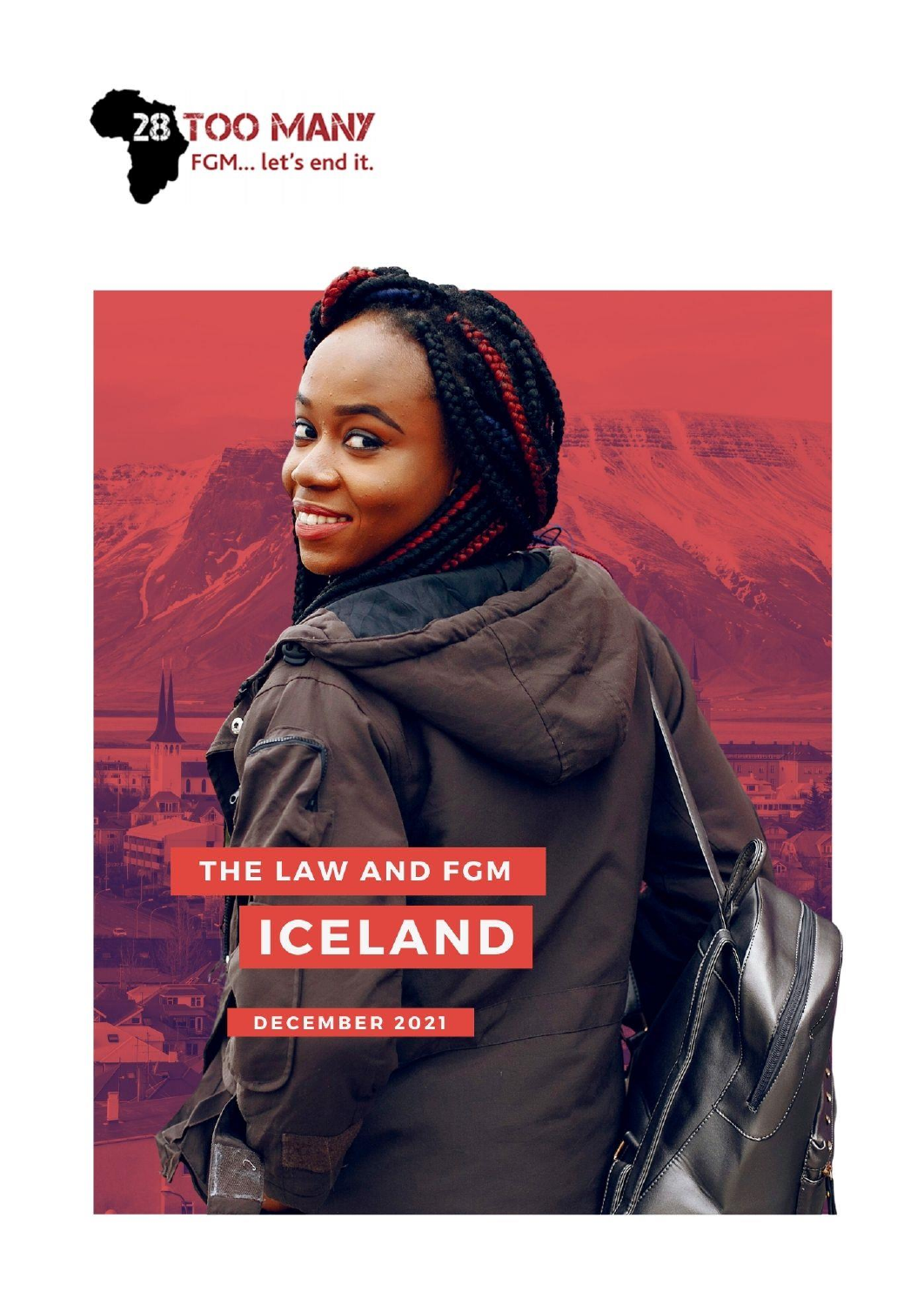28 TOO MANY

FGM... let's end it.

# THE LAW AND FGM

# ICELAND

DECEMBER 2021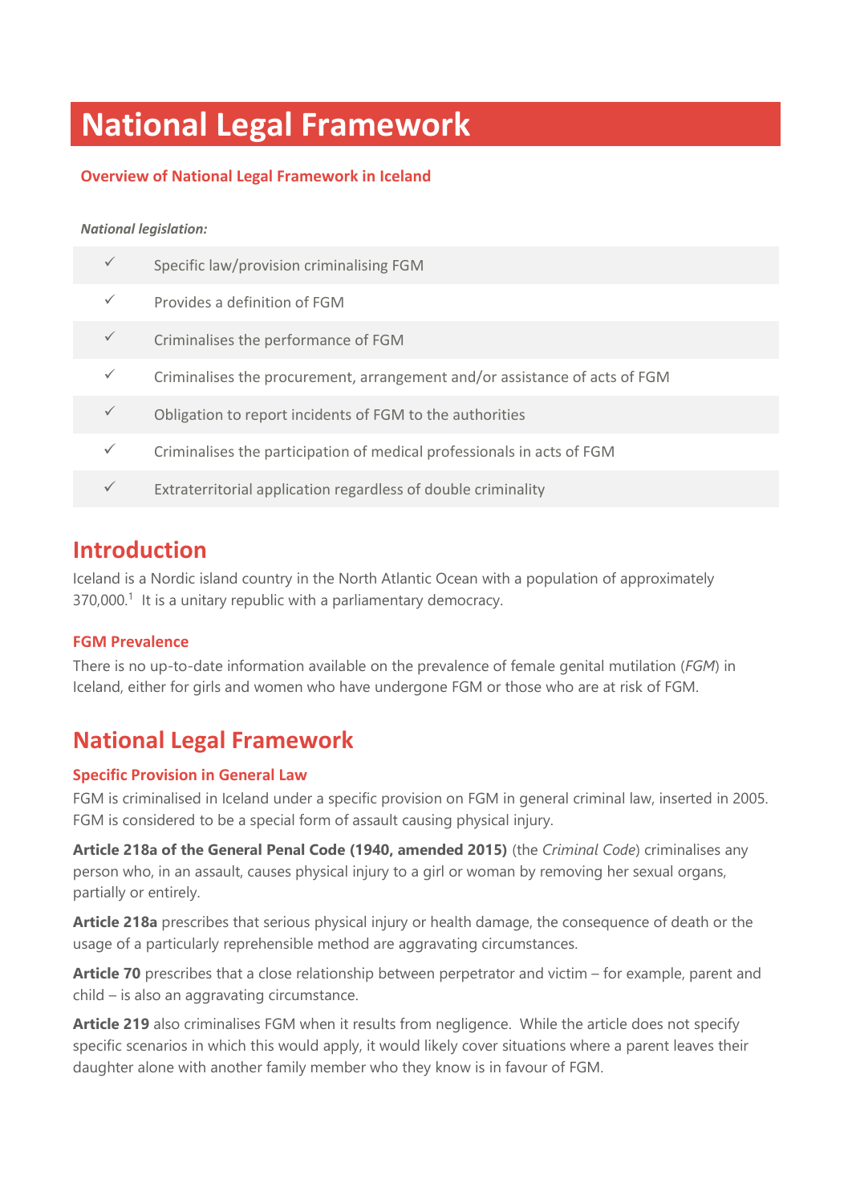# National Legal Framework

## Overview of National Legal Framework in Iceland

***National legislation:***

| | |
|---|---|
| ✓ | Specific law/provision criminalising FGM |
| ✓ | Provides a definition of FGM |
| ✓ | Criminalises the performance of FGM |
| ✓ | Criminalises the procurement, arrangement and/or assistance of acts of FGM |
| ✓ | Obligation to report incidents of FGM to the authorities |
| ✓ | Criminalises the participation of medical professionals in acts of FGM |
| ✓ | Extraterritorial application regardless of double criminality |

## Introduction

Iceland is a Nordic island country in the North Atlantic Ocean with a population of approximately 370,000.[1] It is a unitary republic with a parliamentary democracy.

### FGM Prevalence

There is no up-to-date information available on the prevalence of female genital mutilation (*FGM*) in Iceland, either for girls and women who have undergone FGM or those who are at risk of FGM.

## National Legal Framework

### Specific Provision in General Law

FGM is criminalised in Iceland under a specific provision on FGM in general criminal law, inserted in 2005. FGM is considered to be a special form of assault causing physical injury.

**Article 218a of the General Penal Code (1940, amended 2015)** (the *Criminal Code*) criminalises any person who, in an assault, causes physical injury to a girl or woman by removing her sexual organs, partially or entirely.

**Article 218a** prescribes that serious physical injury or health damage, the consequence of death or the usage of a particularly reprehensible method are aggravating circumstances.

**Article 70** prescribes that a close relationship between perpetrator and victim – for example, parent and child – is also an aggravating circumstance.

**Article 219** also criminalises FGM when it results from negligence. While the article does not specify specific scenarios in which this would apply, it would likely cover situations where a parent leaves their daughter alone with another family member who they know is in favour of FGM.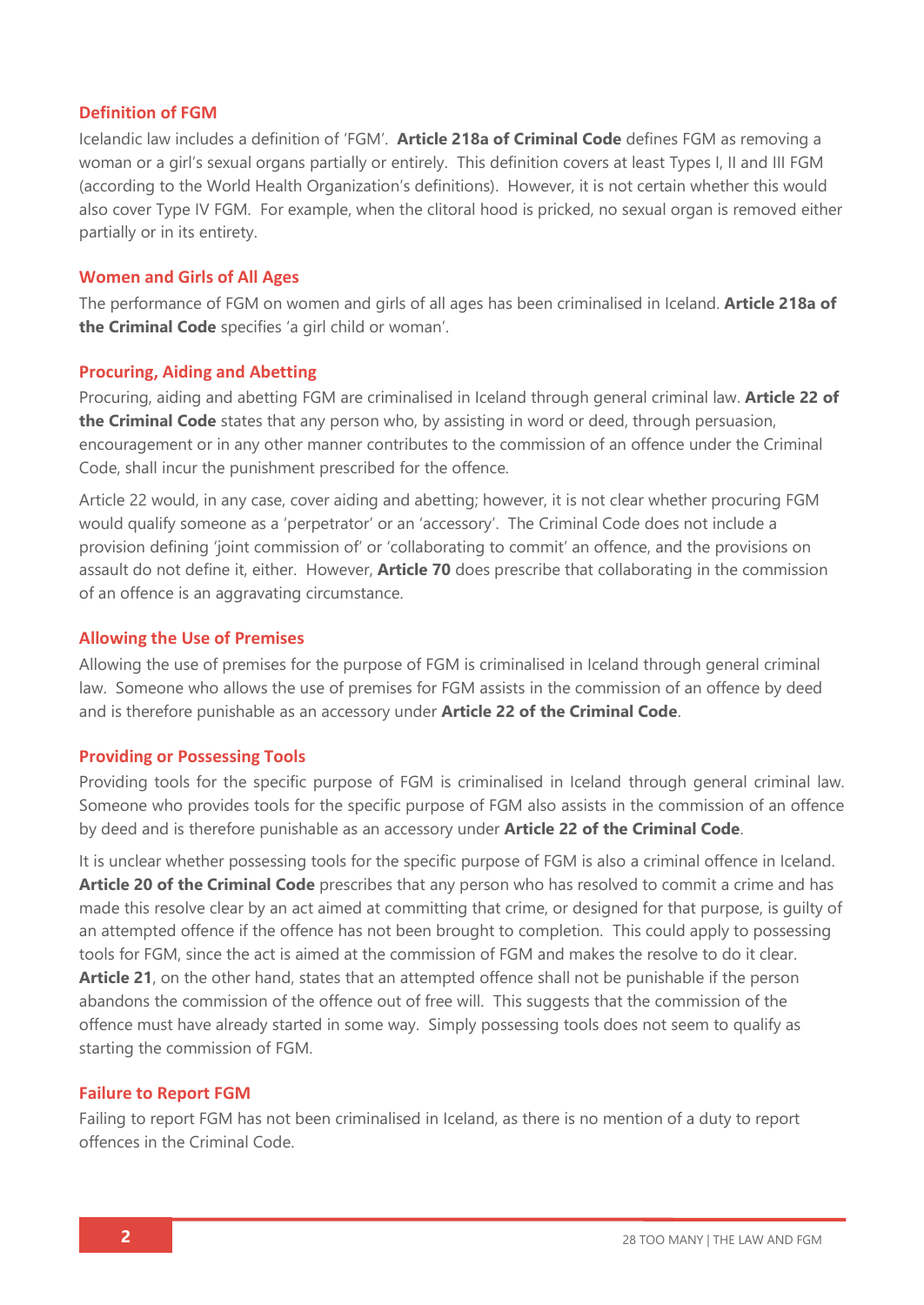### Definition of FGM

Icelandic law includes a definition of 'FGM'. **Article 218a of Criminal Code** defines FGM as removing a woman or a girl's sexual organs partially or entirely. This definition covers at least Types I, II and III FGM (according to the World Health Organization's definitions). However, it is not certain whether this would also cover Type IV FGM. For example, when the clitoral hood is pricked, no sexual organ is removed either partially or in its entirety.

### Women and Girls of All Ages

The performance of FGM on women and girls of all ages has been criminalised in Iceland. **Article 218a of the Criminal Code** specifies 'a girl child or woman'.

### Procuring, Aiding and Abetting

Procuring, aiding and abetting FGM are criminalised in Iceland through general criminal law. **Article 22 of the Criminal Code** states that any person who, by assisting in word or deed, through persuasion, encouragement or in any other manner contributes to the commission of an offence under the Criminal Code, shall incur the punishment prescribed for the offence.

Article 22 would, in any case, cover aiding and abetting; however, it is not clear whether procuring FGM would qualify someone as a 'perpetrator' or an 'accessory'. The Criminal Code does not include a provision defining 'joint commission of' or 'collaborating to commit' an offence, and the provisions on assault do not define it, either. However, **Article 70** does prescribe that collaborating in the commission of an offence is an aggravating circumstance.

### Allowing the Use of Premises

Allowing the use of premises for the purpose of FGM is criminalised in Iceland through general criminal law. Someone who allows the use of premises for FGM assists in the commission of an offence by deed and is therefore punishable as an accessory under **Article 22 of the Criminal Code**.

### Providing or Possessing Tools

Providing tools for the specific purpose of FGM is criminalised in Iceland through general criminal law. Someone who provides tools for the specific purpose of FGM also assists in the commission of an offence by deed and is therefore punishable as an accessory under **Article 22 of the Criminal Code**.

It is unclear whether possessing tools for the specific purpose of FGM is also a criminal offence in Iceland. **Article 20 of the Criminal Code** prescribes that any person who has resolved to commit a crime and has made this resolve clear by an act aimed at committing that crime, or designed for that purpose, is guilty of an attempted offence if the offence has not been brought to completion. This could apply to possessing tools for FGM, since the act is aimed at the commission of FGM and makes the resolve to do it clear. **Article 21**, on the other hand, states that an attempted offence shall not be punishable if the person abandons the commission of the offence out of free will. This suggests that the commission of the offence must have already started in some way. Simply possessing tools does not seem to qualify as starting the commission of FGM.

### Failure to Report FGM

Failing to report FGM has not been criminalised in Iceland, as there is no mention of a duty to report offences in the Criminal Code.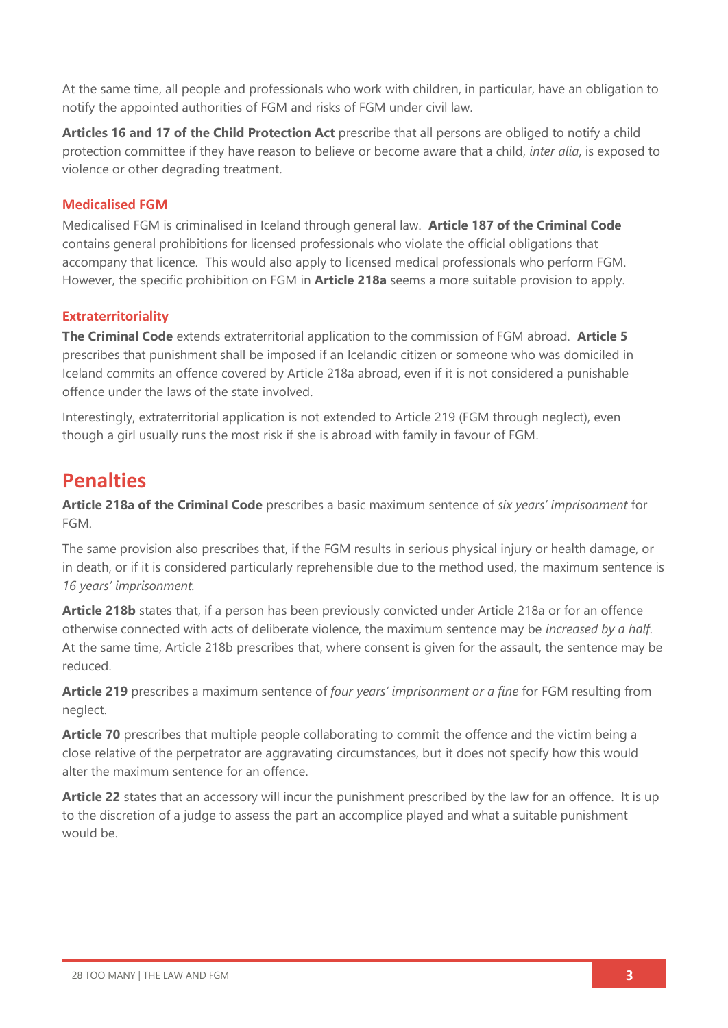At the same time, all people and professionals who work with children, in particular, have an obligation to notify the appointed authorities of FGM and risks of FGM under civil law.

**Articles 16 and 17 of the Child Protection Act** prescribe that all persons are obliged to notify a child protection committee if they have reason to believe or become aware that a child, *inter alia*, is exposed to violence or other degrading treatment.

### Medicalised FGM

Medicalised FGM is criminalised in Iceland through general law. **Article 187 of the Criminal Code** contains general prohibitions for licensed professionals who violate the official obligations that accompany that licence. This would also apply to licensed medical professionals who perform FGM. However, the specific prohibition on FGM in **Article 218a** seems a more suitable provision to apply.

### Extraterritoriality

**The Criminal Code** extends extraterritorial application to the commission of FGM abroad. **Article 5** prescribes that punishment shall be imposed if an Icelandic citizen or someone who was domiciled in Iceland commits an offence covered by Article 218a abroad, even if it is not considered a punishable offence under the laws of the state involved.

Interestingly, extraterritorial application is not extended to Article 219 (FGM through neglect), even though a girl usually runs the most risk if she is abroad with family in favour of FGM.

## Penalties

**Article 218a of the Criminal Code** prescribes a basic maximum sentence of *six years' imprisonment* for FGM.

The same provision also prescribes that, if the FGM results in serious physical injury or health damage, or in death, or if it is considered particularly reprehensible due to the method used, the maximum sentence is *16 years' imprisonment*.

**Article 218b** states that, if a person has been previously convicted under Article 218a or for an offence otherwise connected with acts of deliberate violence, the maximum sentence may be *increased by a half*. At the same time, Article 218b prescribes that, where consent is given for the assault, the sentence may be reduced.

**Article 219** prescribes a maximum sentence of *four years' imprisonment or a fine* for FGM resulting from neglect.

**Article 70** prescribes that multiple people collaborating to commit the offence and the victim being a close relative of the perpetrator are aggravating circumstances, but it does not specify how this would alter the maximum sentence for an offence.

**Article 22** states that an accessory will incur the punishment prescribed by the law for an offence. It is up to the discretion of a judge to assess the part an accomplice played and what a suitable punishment would be.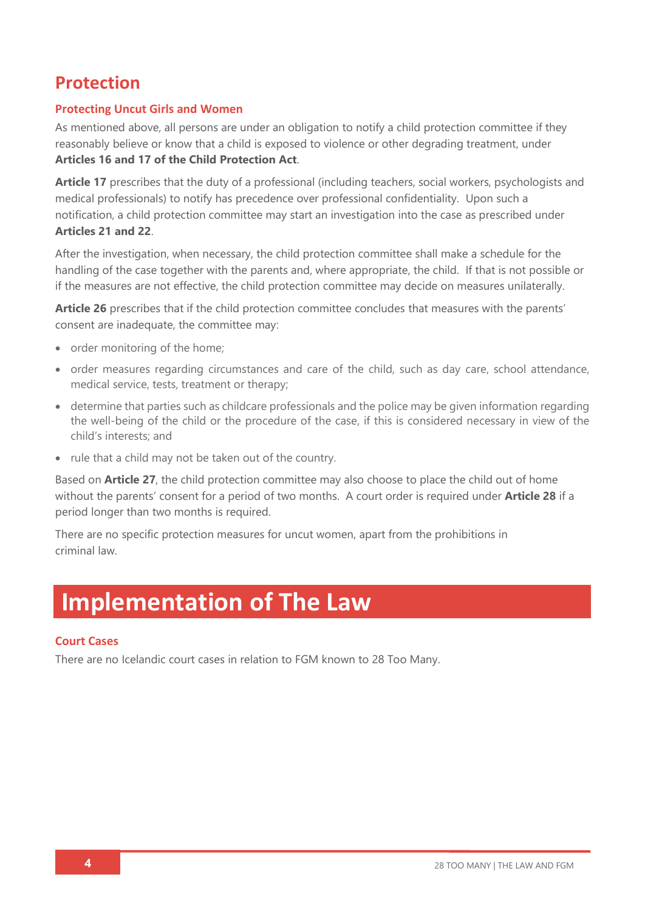## Protection

### Protecting Uncut Girls and Women

As mentioned above, all persons are under an obligation to notify a child protection committee if they reasonably believe or know that a child is exposed to violence or other degrading treatment, under **Articles 16 and 17 of the Child Protection Act**.

**Article 17** prescribes that the duty of a professional (including teachers, social workers, psychologists and medical professionals) to notify has precedence over professional confidentiality. Upon such a notification, a child protection committee may start an investigation into the case as prescribed under **Articles 21 and 22**.

After the investigation, when necessary, the child protection committee shall make a schedule for the handling of the case together with the parents and, where appropriate, the child. If that is not possible or if the measures are not effective, the child protection committee may decide on measures unilaterally.

**Article 26** prescribes that if the child protection committee concludes that measures with the parents' consent are inadequate, the committee may:

- order monitoring of the home;
- order measures regarding circumstances and care of the child, such as day care, school attendance, medical service, tests, treatment or therapy;
- determine that parties such as childcare professionals and the police may be given information regarding the well-being of the child or the procedure of the case, if this is considered necessary in view of the child's interests; and
- rule that a child may not be taken out of the country.

Based on **Article 27**, the child protection committee may also choose to place the child out of home without the parents' consent for a period of two months. A court order is required under **Article 28** if a period longer than two months is required.

There are no specific protection measures for uncut women, apart from the prohibitions in criminal law.

# Implementation of The Law

### Court Cases

There are no Icelandic court cases in relation to FGM known to 28 Too Many.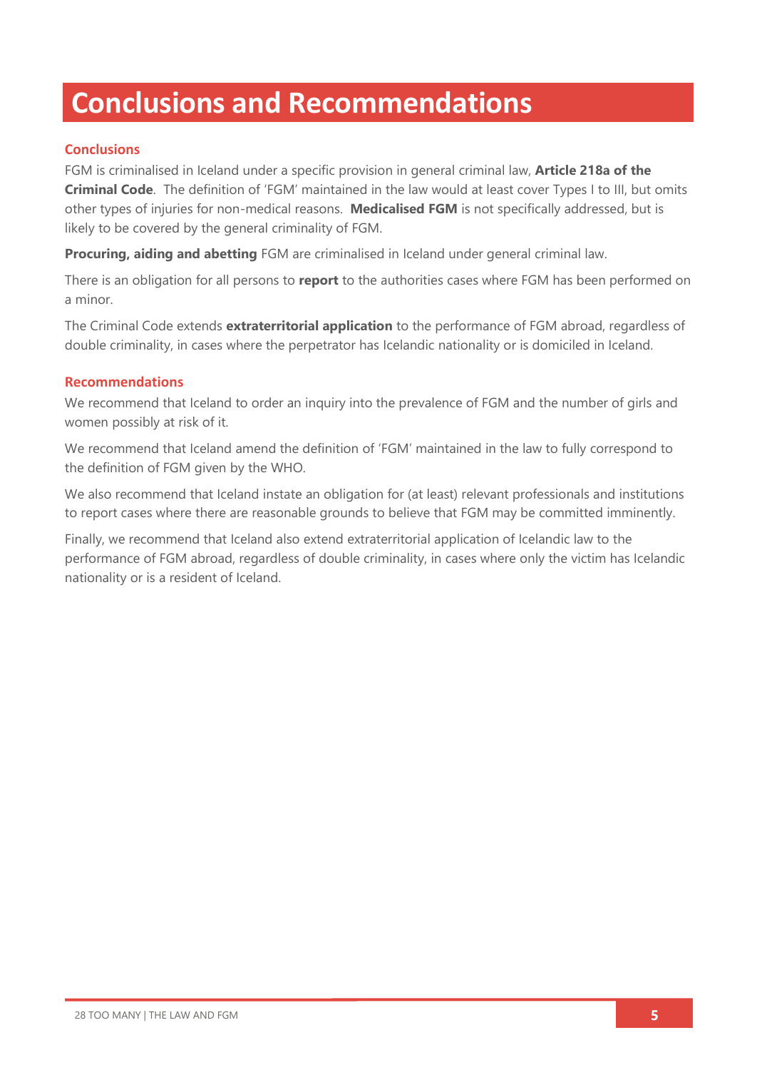# Conclusions and Recommendations

## Conclusions

FGM is criminalised in Iceland under a specific provision in general criminal law, **Article 218a of the Criminal Code**. The definition of 'FGM' maintained in the law would at least cover Types I to III, but omits other types of injuries for non-medical reasons. **Medicalised FGM** is not specifically addressed, but is likely to be covered by the general criminality of FGM.

**Procuring, aiding and abetting** FGM are criminalised in Iceland under general criminal law.

There is an obligation for all persons to **report** to the authorities cases where FGM has been performed on a minor.

The Criminal Code extends **extraterritorial application** to the performance of FGM abroad, regardless of double criminality, in cases where the perpetrator has Icelandic nationality or is domiciled in Iceland.

## Recommendations

We recommend that Iceland to order an inquiry into the prevalence of FGM and the number of girls and women possibly at risk of it.

We recommend that Iceland amend the definition of 'FGM' maintained in the law to fully correspond to the definition of FGM given by the WHO.

We also recommend that Iceland instate an obligation for (at least) relevant professionals and institutions to report cases where there are reasonable grounds to believe that FGM may be committed imminently.

Finally, we recommend that Iceland also extend extraterritorial application of Icelandic law to the performance of FGM abroad, regardless of double criminality, in cases where only the victim has Icelandic nationality or is a resident of Iceland.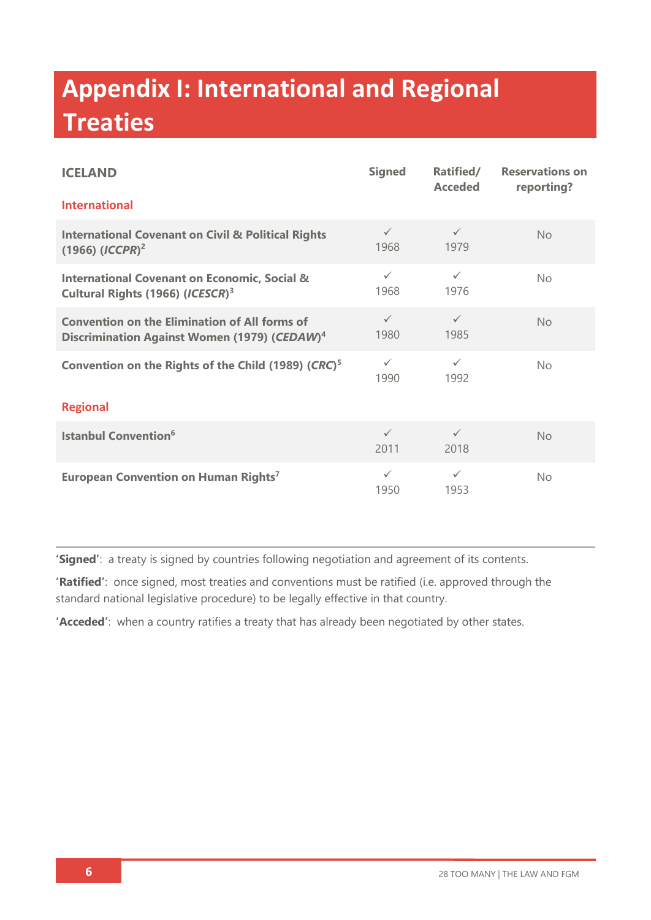# Appendix I: International and Regional Treaties

| ICELAND | Signed | Ratified/ Acceded | Reservations on reporting? |
|---|---|---|---|
| **International** | | | |
| **International Covenant on Civil & Political Rights (1966) (*ICCPR*)**[2] | ✓ 1968 | ✓ 1979 | No |
| **International Covenant on Economic, Social & Cultural Rights (1966) (*ICESCR*)**[3] | ✓ 1968 | ✓ 1976 | No |
| **Convention on the Elimination of All forms of Discrimination Against Women (1979) (*CEDAW*)**[4] | ✓ 1980 | ✓ 1985 | No |
| **Convention on the Rights of the Child (1989) (*CRC*)**[5] | ✓ 1990 | ✓ 1992 | No |
| **Regional** | | | |
| **Istanbul Convention**[6] | ✓ 2011 | ✓ 2018 | No |
| **European Convention on Human Rights**[7] | ✓ 1950 | ✓ 1953 | No |

**'Signed'**: a treaty is signed by countries following negotiation and agreement of its contents.

**'Ratified'**: once signed, most treaties and conventions must be ratified (i.e. approved through the standard national legislative procedure) to be legally effective in that country.

**'Acceded'**: when a country ratifies a treaty that has already been negotiated by other states.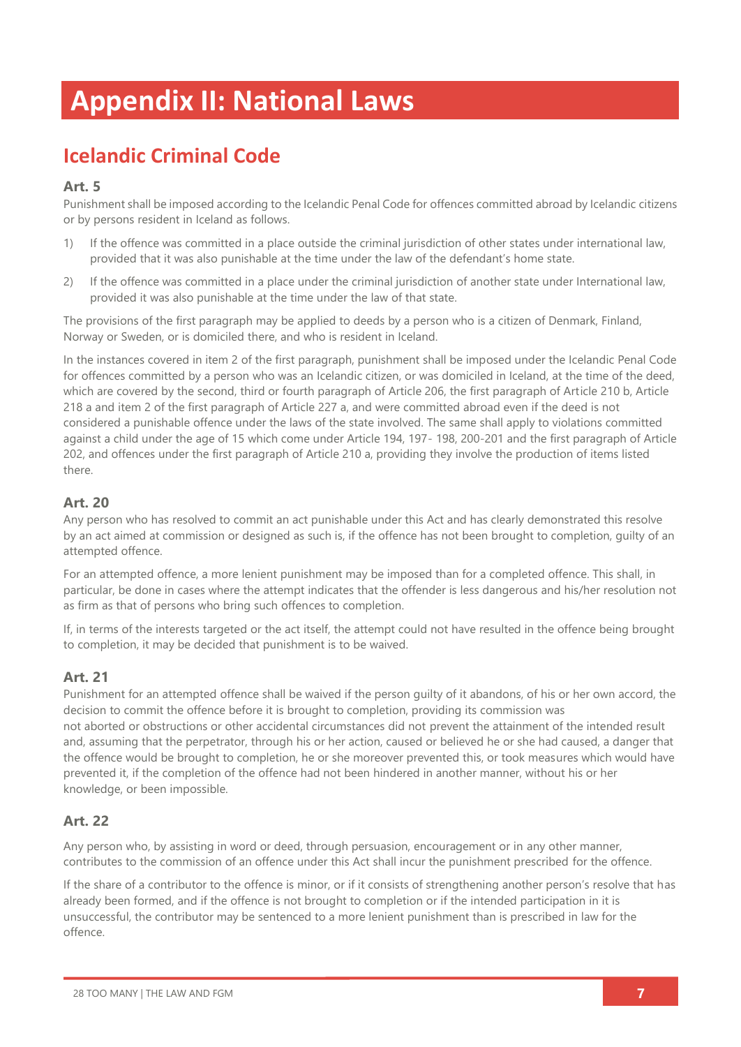# Appendix II: National Laws

## Icelandic Criminal Code

### Art. 5

Punishment shall be imposed according to the Icelandic Penal Code for offences committed abroad by Icelandic citizens or by persons resident in Iceland as follows.

1) If the offence was committed in a place outside the criminal jurisdiction of other states under international law, provided that it was also punishable at the time under the law of the defendant's home state.
2) If the offence was committed in a place under the criminal jurisdiction of another state under International law, provided it was also punishable at the time under the law of that state.

The provisions of the first paragraph may be applied to deeds by a person who is a citizen of Denmark, Finland, Norway or Sweden, or is domiciled there, and who is resident in Iceland.

In the instances covered in item 2 of the first paragraph, punishment shall be imposed under the Icelandic Penal Code for offences committed by a person who was an Icelandic citizen, or was domiciled in Iceland, at the time of the deed, which are covered by the second, third or fourth paragraph of Article 206, the first paragraph of Article 210 b, Article 218 a and item 2 of the first paragraph of Article 227 a, and were committed abroad even if the deed is not considered a punishable offence under the laws of the state involved. The same shall apply to violations committed against a child under the age of 15 which come under Article 194, 197- 198, 200-201 and the first paragraph of Article 202, and offences under the first paragraph of Article 210 a, providing they involve the production of items listed there.

### Art. 20

Any person who has resolved to commit an act punishable under this Act and has clearly demonstrated this resolve by an act aimed at commission or designed as such is, if the offence has not been brought to completion, guilty of an attempted offence.

For an attempted offence, a more lenient punishment may be imposed than for a completed offence. This shall, in particular, be done in cases where the attempt indicates that the offender is less dangerous and his/her resolution not as firm as that of persons who bring such offences to completion.

If, in terms of the interests targeted or the act itself, the attempt could not have resulted in the offence being brought to completion, it may be decided that punishment is to be waived.

### Art. 21

Punishment for an attempted offence shall be waived if the person guilty of it abandons, of his or her own accord, the decision to commit the offence before it is brought to completion, providing its commission was not aborted or obstructions or other accidental circumstances did not prevent the attainment of the intended result and, assuming that the perpetrator, through his or her action, caused or believed he or she had caused, a danger that the offence would be brought to completion, he or she moreover prevented this, or took measures which would have prevented it, if the completion of the offence had not been hindered in another manner, without his or her knowledge, or been impossible.

### Art. 22

Any person who, by assisting in word or deed, through persuasion, encouragement or in any other manner, contributes to the commission of an offence under this Act shall incur the punishment prescribed for the offence.

If the share of a contributor to the offence is minor, or if it consists of strengthening another person's resolve that has already been formed, and if the offence is not brought to completion or if the intended participation in it is unsuccessful, the contributor may be sentenced to a more lenient punishment than is prescribed in law for the offence.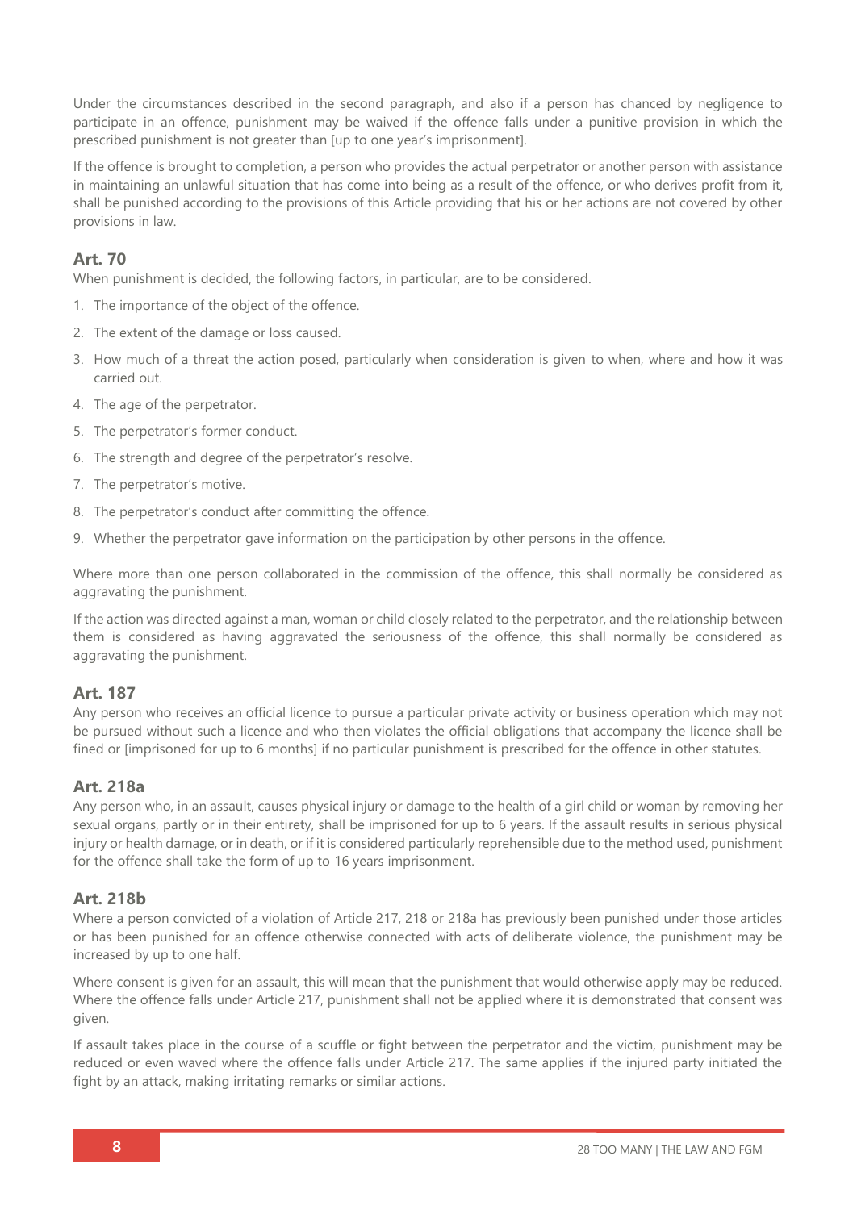Under the circumstances described in the second paragraph, and also if a person has chanced by negligence to participate in an offence, punishment may be waived if the offence falls under a punitive provision in which the prescribed punishment is not greater than [up to one year's imprisonment].

If the offence is brought to completion, a person who provides the actual perpetrator or another person with assistance in maintaining an unlawful situation that has come into being as a result of the offence, or who derives profit from it, shall be punished according to the provisions of this Article providing that his or her actions are not covered by other provisions in law.

### Art. 70

When punishment is decided, the following factors, in particular, are to be considered.

1. The importance of the object of the offence.
2. The extent of the damage or loss caused.
3. How much of a threat the action posed, particularly when consideration is given to when, where and how it was carried out.
4. The age of the perpetrator.
5. The perpetrator's former conduct.
6. The strength and degree of the perpetrator's resolve.
7. The perpetrator's motive.
8. The perpetrator's conduct after committing the offence.
9. Whether the perpetrator gave information on the participation by other persons in the offence.

Where more than one person collaborated in the commission of the offence, this shall normally be considered as aggravating the punishment.

If the action was directed against a man, woman or child closely related to the perpetrator, and the relationship between them is considered as having aggravated the seriousness of the offence, this shall normally be considered as aggravating the punishment.

### Art. 187

Any person who receives an official licence to pursue a particular private activity or business operation which may not be pursued without such a licence and who then violates the official obligations that accompany the licence shall be fined or [imprisoned for up to 6 months] if no particular punishment is prescribed for the offence in other statutes.

### Art. 218a

Any person who, in an assault, causes physical injury or damage to the health of a girl child or woman by removing her sexual organs, partly or in their entirety, shall be imprisoned for up to 6 years. If the assault results in serious physical injury or health damage, or in death, or if it is considered particularly reprehensible due to the method used, punishment for the offence shall take the form of up to 16 years imprisonment.

### Art. 218b

Where a person convicted of a violation of Article 217, 218 or 218a has previously been punished under those articles or has been punished for an offence otherwise connected with acts of deliberate violence, the punishment may be increased by up to one half.

Where consent is given for an assault, this will mean that the punishment that would otherwise apply may be reduced. Where the offence falls under Article 217, punishment shall not be applied where it is demonstrated that consent was given.

If assault takes place in the course of a scuffle or fight between the perpetrator and the victim, punishment may be reduced or even waved where the offence falls under Article 217. The same applies if the injured party initiated the fight by an attack, making irritating remarks or similar actions.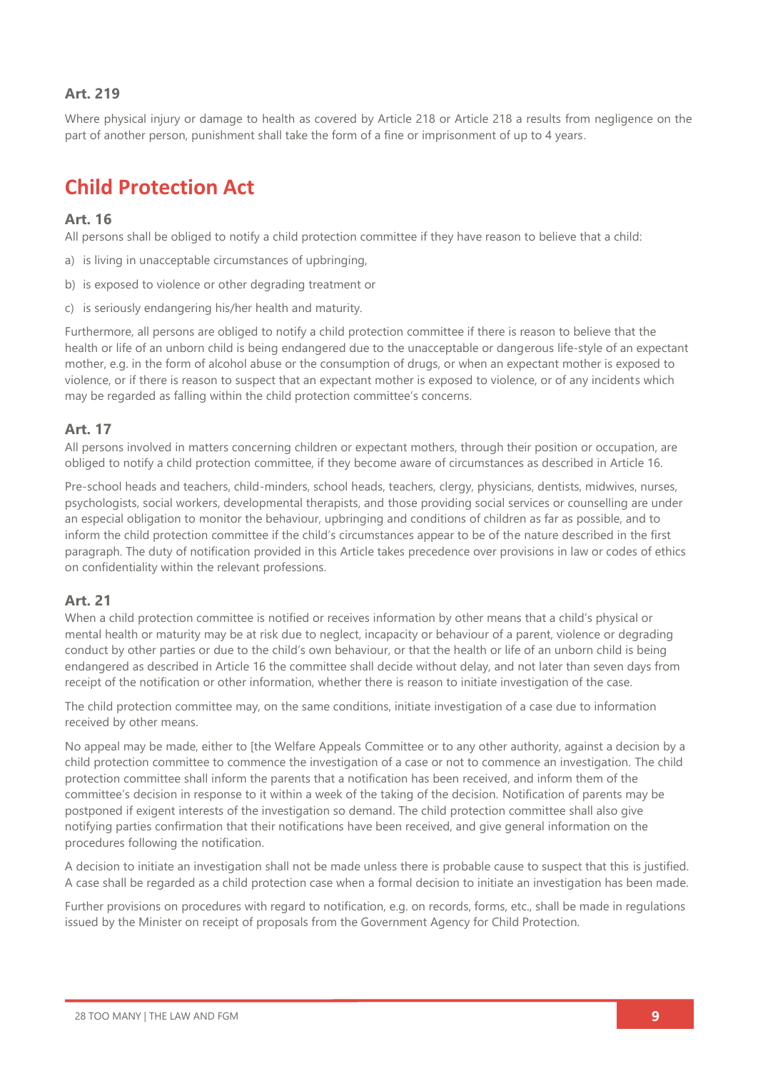### Art. 219

Where physical injury or damage to health as covered by Article 218 or Article 218 a results from negligence on the part of another person, punishment shall take the form of a fine or imprisonment of up to 4 years.

## Child Protection Act

### Art. 16

All persons shall be obliged to notify a child protection committee if they have reason to believe that a child:

a) is living in unacceptable circumstances of upbringing,

b) is exposed to violence or other degrading treatment or

c) is seriously endangering his/her health and maturity.

Furthermore, all persons are obliged to notify a child protection committee if there is reason to believe that the health or life of an unborn child is being endangered due to the unacceptable or dangerous life-style of an expectant mother, e.g. in the form of alcohol abuse or the consumption of drugs, or when an expectant mother is exposed to violence, or if there is reason to suspect that an expectant mother is exposed to violence, or of any incidents which may be regarded as falling within the child protection committee's concerns.

### Art. 17

All persons involved in matters concerning children or expectant mothers, through their position or occupation, are obliged to notify a child protection committee, if they become aware of circumstances as described in Article 16.

Pre-school heads and teachers, child-minders, school heads, teachers, clergy, physicians, dentists, midwives, nurses, psychologists, social workers, developmental therapists, and those providing social services or counselling are under an especial obligation to monitor the behaviour, upbringing and conditions of children as far as possible, and to inform the child protection committee if the child's circumstances appear to be of the nature described in the first paragraph. The duty of notification provided in this Article takes precedence over provisions in law or codes of ethics on confidentiality within the relevant professions.

### Art. 21

When a child protection committee is notified or receives information by other means that a child's physical or mental health or maturity may be at risk due to neglect, incapacity or behaviour of a parent, violence or degrading conduct by other parties or due to the child's own behaviour, or that the health or life of an unborn child is being endangered as described in Article 16 the committee shall decide without delay, and not later than seven days from receipt of the notification or other information, whether there is reason to initiate investigation of the case.

The child protection committee may, on the same conditions, initiate investigation of a case due to information received by other means.

No appeal may be made, either to [the Welfare Appeals Committee or to any other authority, against a decision by a child protection committee to commence the investigation of a case or not to commence an investigation. The child protection committee shall inform the parents that a notification has been received, and inform them of the committee's decision in response to it within a week of the taking of the decision. Notification of parents may be postponed if exigent interests of the investigation so demand. The child protection committee shall also give notifying parties confirmation that their notifications have been received, and give general information on the procedures following the notification.

A decision to initiate an investigation shall not be made unless there is probable cause to suspect that this is justified. A case shall be regarded as a child protection case when a formal decision to initiate an investigation has been made.

Further provisions on procedures with regard to notification, e.g. on records, forms, etc., shall be made in regulations issued by the Minister on receipt of proposals from the Government Agency for Child Protection.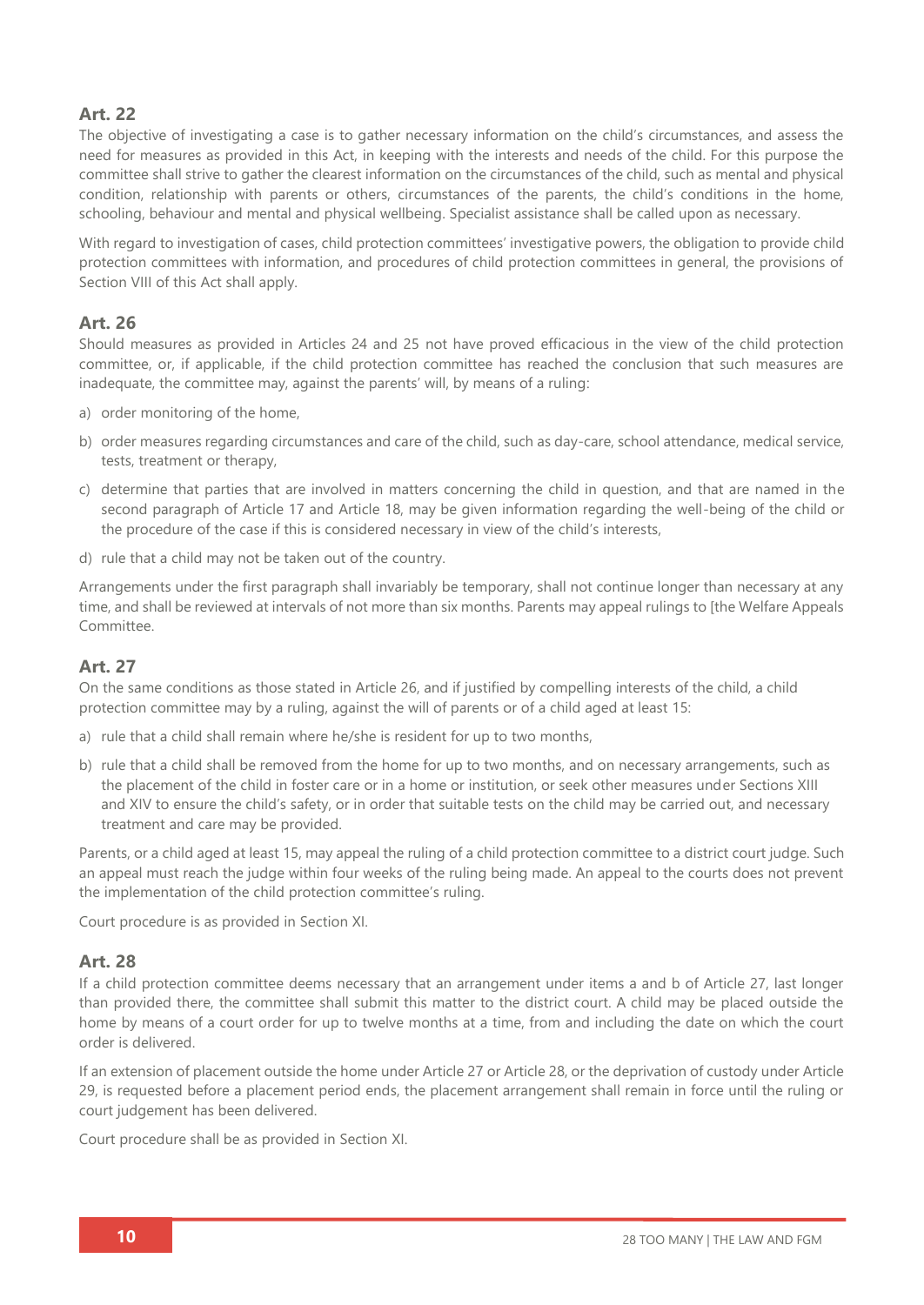## Art. 22

The objective of investigating a case is to gather necessary information on the child's circumstances, and assess the need for measures as provided in this Act, in keeping with the interests and needs of the child. For this purpose the committee shall strive to gather the clearest information on the circumstances of the child, such as mental and physical condition, relationship with parents or others, circumstances of the parents, the child's conditions in the home, schooling, behaviour and mental and physical wellbeing. Specialist assistance shall be called upon as necessary.

With regard to investigation of cases, child protection committees' investigative powers, the obligation to provide child protection committees with information, and procedures of child protection committees in general, the provisions of Section VIII of this Act shall apply.

## Art. 26

Should measures as provided in Articles 24 and 25 not have proved efficacious in the view of the child protection committee, or, if applicable, if the child protection committee has reached the conclusion that such measures are inadequate, the committee may, against the parents' will, by means of a ruling:

a) order monitoring of the home,

b) order measures regarding circumstances and care of the child, such as day-care, school attendance, medical service, tests, treatment or therapy,

c) determine that parties that are involved in matters concerning the child in question, and that are named in the second paragraph of Article 17 and Article 18, may be given information regarding the well-being of the child or the procedure of the case if this is considered necessary in view of the child's interests,

d) rule that a child may not be taken out of the country.

Arrangements under the first paragraph shall invariably be temporary, shall not continue longer than necessary at any time, and shall be reviewed at intervals of not more than six months. Parents may appeal rulings to [the Welfare Appeals Committee.

## Art. 27

On the same conditions as those stated in Article 26, and if justified by compelling interests of the child, a child protection committee may by a ruling, against the will of parents or of a child aged at least 15:

a) rule that a child shall remain where he/she is resident for up to two months,

b) rule that a child shall be removed from the home for up to two months, and on necessary arrangements, such as the placement of the child in foster care or in a home or institution, or seek other measures under Sections XIII and XIV to ensure the child's safety, or in order that suitable tests on the child may be carried out, and necessary treatment and care may be provided.

Parents, or a child aged at least 15, may appeal the ruling of a child protection committee to a district court judge. Such an appeal must reach the judge within four weeks of the ruling being made. An appeal to the courts does not prevent the implementation of the child protection committee's ruling.

Court procedure is as provided in Section XI.

## Art. 28

If a child protection committee deems necessary that an arrangement under items a and b of Article 27, last longer than provided there, the committee shall submit this matter to the district court. A child may be placed outside the home by means of a court order for up to twelve months at a time, from and including the date on which the court order is delivered.

If an extension of placement outside the home under Article 27 or Article 28, or the deprivation of custody under Article 29, is requested before a placement period ends, the placement arrangement shall remain in force until the ruling or court judgement has been delivered.

Court procedure shall be as provided in Section XI.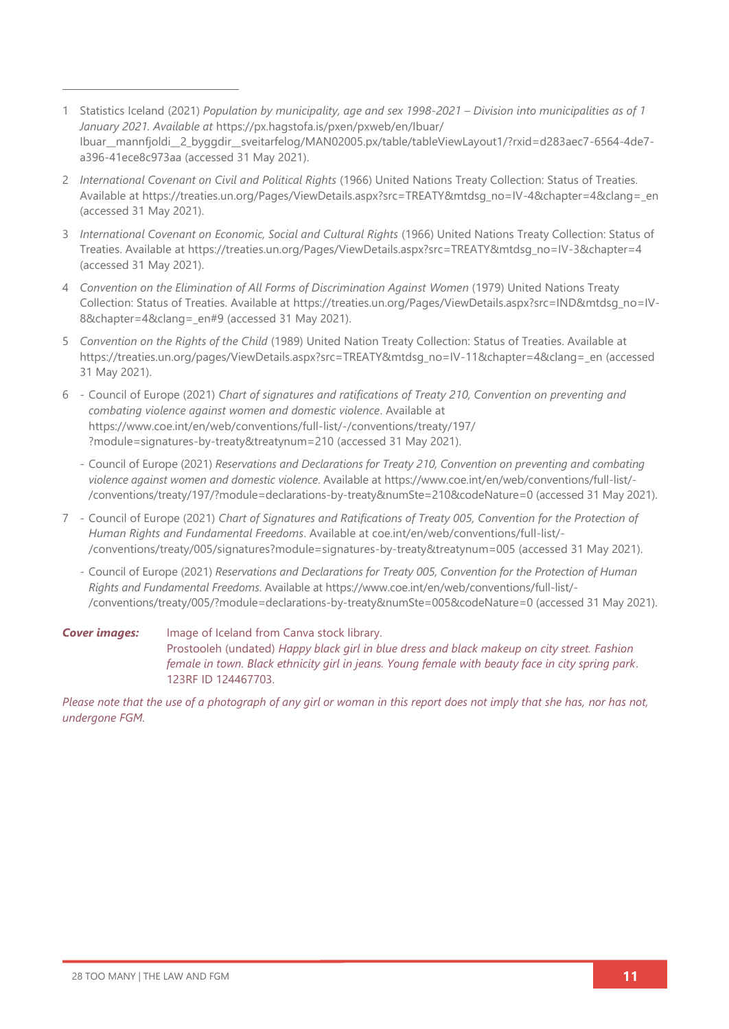1. Statistics Iceland (2021) *Population by municipality, age and sex 1998-2021 – Division into municipalities as of 1 January 2021. Available at* https://px.hagstofa.is/pxen/pxweb/en/Ibuar/Ibuar__mannfjoldi__2_byggdir__sveitarfelog/MAN02005.px/table/tableViewLayout1/?rxid=d283aec7-6564-4de7-a396-41ece8c973aa (accessed 31 May 2021).

2. *International Covenant on Civil and Political Rights* (1966) United Nations Treaty Collection: Status of Treaties. Available at https://treaties.un.org/Pages/ViewDetails.aspx?src=TREATY&mtdsg_no=IV-4&chapter=4&clang=_en (accessed 31 May 2021).

3. *International Covenant on Economic, Social and Cultural Rights* (1966) United Nations Treaty Collection: Status of Treaties. Available at https://treaties.un.org/Pages/ViewDetails.aspx?src=TREATY&mtdsg_no=IV-3&chapter=4 (accessed 31 May 2021).

4. *Convention on the Elimination of All Forms of Discrimination Against Women* (1979) United Nations Treaty Collection: Status of Treaties. Available at https://treaties.un.org/Pages/ViewDetails.aspx?src=IND&mtdsg_no=IV-8&chapter=4&clang=_en#9 (accessed 31 May 2021).

5. *Convention on the Rights of the Child* (1989) United Nation Treaty Collection: Status of Treaties. Available at https://treaties.un.org/pages/ViewDetails.aspx?src=TREATY&mtdsg_no=IV-11&chapter=4&clang=_en (accessed 31 May 2021).

6. 
   - Council of Europe (2021) *Chart of signatures and ratifications of Treaty 210, Convention on preventing and combating violence against women and domestic violence*. Available at https://www.coe.int/en/web/conventions/full-list/-/conventions/treaty/197/?module=signatures-by-treaty&treatynum=210 (accessed 31 May 2021).
   - Council of Europe (2021) *Reservations and Declarations for Treaty 210, Convention on preventing and combating violence against women and domestic violence*. Available at https://www.coe.int/en/web/conventions/full-list/-/conventions/treaty/197/?module=declarations-by-treaty&numSte=210&codeNature=0 (accessed 31 May 2021).

7. 
   - Council of Europe (2021) *Chart of Signatures and Ratifications of Treaty 005, Convention for the Protection of Human Rights and Fundamental Freedoms*. Available at coe.int/en/web/conventions/full-list/-/conventions/treaty/005/signatures?module=signatures-by-treaty&treatynum=005 (accessed 31 May 2021).
   - Council of Europe (2021) *Reservations and Declarations for Treaty 005, Convention for the Protection of Human Rights and Fundamental Freedoms.* Available at https://www.coe.int/en/web/conventions/full-list/-/conventions/treaty/005/?module=declarations-by-treaty&numSte=005&codeNature=0 (accessed 31 May 2021).

***Cover images:*** Image of Iceland from Canva stock library.
Prostooleh (undated) *Happy black girl in blue dress and black makeup on city street. Fashion female in town. Black ethnicity girl in jeans. Young female with beauty face in city spring park*. 123RF ID 124467703.

*Please note that the use of a photograph of any girl or woman in this report does not imply that she has, nor has not, undergone FGM.*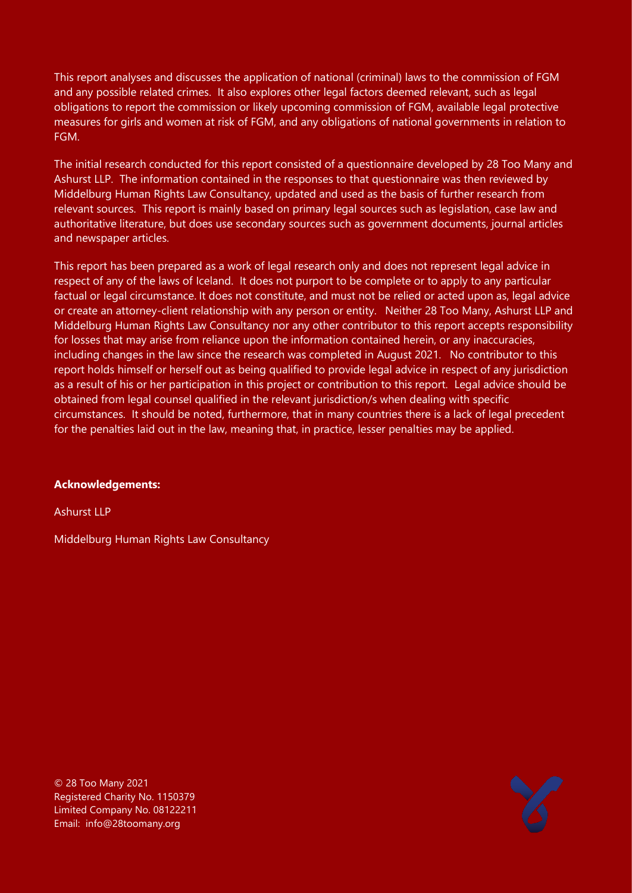This report analyses and discusses the application of national (criminal) laws to the commission of FGM and any possible related crimes. It also explores other legal factors deemed relevant, such as legal obligations to report the commission or likely upcoming commission of FGM, available legal protective measures for girls and women at risk of FGM, and any obligations of national governments in relation to FGM.

The initial research conducted for this report consisted of a questionnaire developed by 28 Too Many and Ashurst LLP. The information contained in the responses to that questionnaire was then reviewed by Middelburg Human Rights Law Consultancy, updated and used as the basis of further research from relevant sources. This report is mainly based on primary legal sources such as legislation, case law and authoritative literature, but does use secondary sources such as government documents, journal articles and newspaper articles.

This report has been prepared as a work of legal research only and does not represent legal advice in respect of any of the laws of Iceland. It does not purport to be complete or to apply to any particular factual or legal circumstance. It does not constitute, and must not be relied or acted upon as, legal advice or create an attorney-client relationship with any person or entity. Neither 28 Too Many, Ashurst LLP and Middelburg Human Rights Law Consultancy nor any other contributor to this report accepts responsibility for losses that may arise from reliance upon the information contained herein, or any inaccuracies, including changes in the law since the research was completed in August 2021. No contributor to this report holds himself or herself out as being qualified to provide legal advice in respect of any jurisdiction as a result of his or her participation in this project or contribution to this report. Legal advice should be obtained from legal counsel qualified in the relevant jurisdiction/s when dealing with specific circumstances. It should be noted, furthermore, that in many countries there is a lack of legal precedent for the penalties laid out in the law, meaning that, in practice, lesser penalties may be applied.

**Acknowledgements:**

Ashurst LLP

Middelburg Human Rights Law Consultancy

© 28 Too Many 2021
Registered Charity No. 1150379
Limited Company No. 08122211
Email: info@28toomany.org